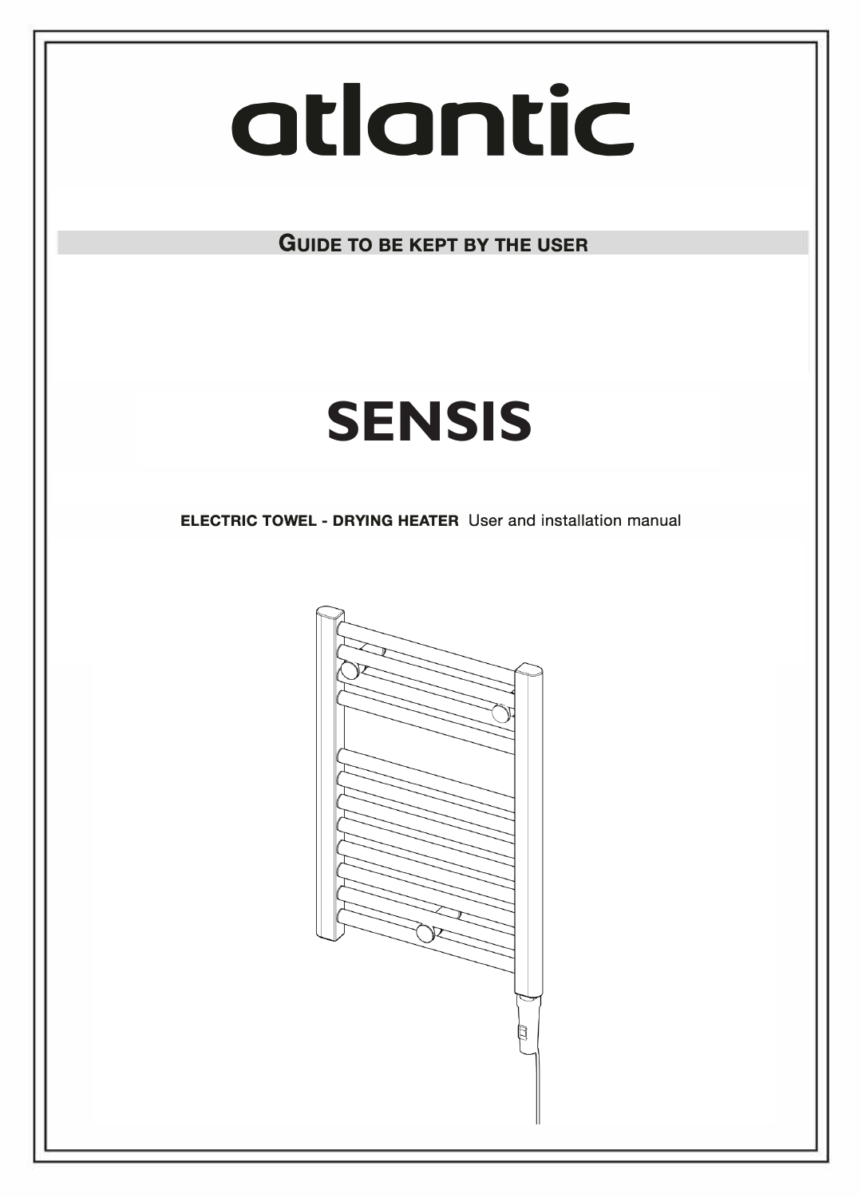# atlantic

## GUIDE TO BE KEPT BY THE USER

# SENSIS

**ELECTRIC TOWEL - DRYING HEATER** User and installation manual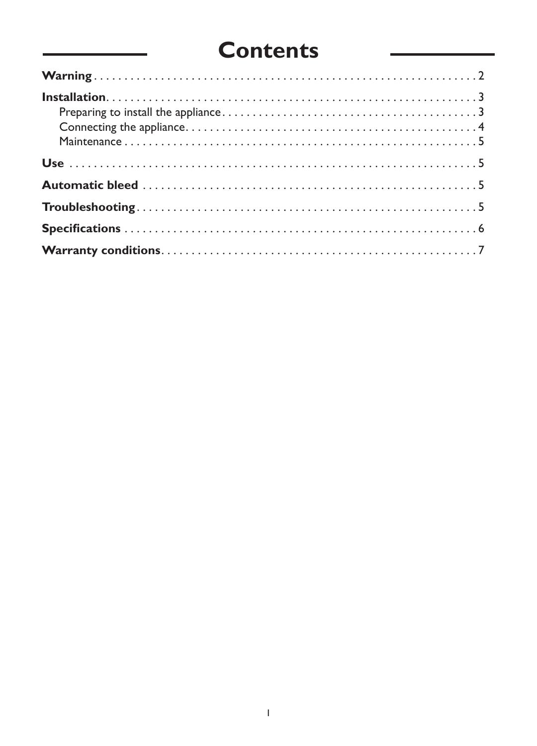# Contents

**Warning** . . . . . . . . . . . . . . . . . . . . . . . . . . . . . . . . . . . . . . . . . . . . . . . . . . . . . . . . . . . . . 2

**Installation** . . . . . . . . . . . . . . . . . . . . . . . . . . . . . . . . . . . . . . . . . . . . . . . . . . . . . . . . . . . 3

- Preparing to install the appliance . . . . . . . . . . . . . . . . . . . . . . . . . . . . . . . . . . . . . . . . . 3
- Connecting the appliance . . . . . . . . . . . . . . . . . . . . . . . . . . . . . . . . . . . . . . . . . . . . . . . 4
- Maintenance . . . . . . . . . . . . . . . . . . . . . . . . . . . . . . . . . . . . . . . . . . . . . . . . . . . . . . . . 5

**Use** . . . . . . . . . . . . . . . . . . . . . . . . . . . . . . . . . . . . . . . . . . . . . . . . . . . . . . . . . . . . . . . . 5

**Automatic bleed** . . . . . . . . . . . . . . . . . . . . . . . . . . . . . . . . . . . . . . . . . . . . . . . . . . . . . . 5

**Troubleshooting** . . . . . . . . . . . . . . . . . . . . . . . . . . . . . . . . . . . . . . . . . . . . . . . . . . . . . . 5

**Specifications** . . . . . . . . . . . . . . . . . . . . . . . . . . . . . . . . . . . . . . . . . . . . . . . . . . . . . . . . 6

**Warranty conditions** . . . . . . . . . . . . . . . . . . . . . . . . . . . . . . . . . . . . . . . . . . . . . . . . . . . 7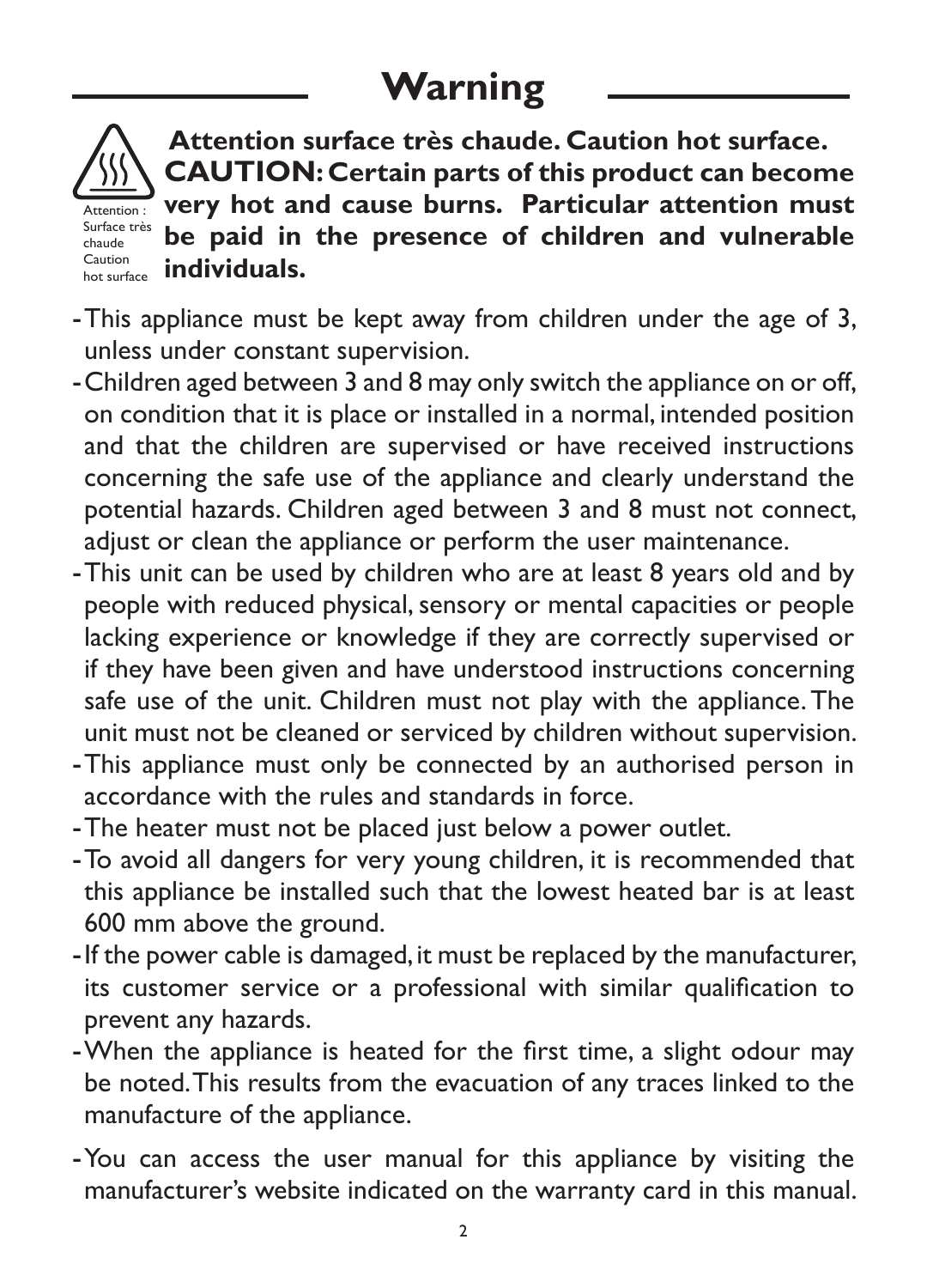# Warning

Attention : Surface très chaude Caution hot surface

**Attention surface très chaude. Caution hot surface. CAUTION: Certain parts of this product can become very hot and cause burns. Particular attention must be paid in the presence of children and vulnerable individuals.**

- This appliance must be kept away from children under the age of 3, unless under constant supervision.
- Children aged between 3 and 8 may only switch the appliance on or off, on condition that it is place or installed in a normal, intended position and that the children are supervised or have received instructions concerning the safe use of the appliance and clearly understand the potential hazards. Children aged between 3 and 8 must not connect, adjust or clean the appliance or perform the user maintenance.
- This unit can be used by children who are at least 8 years old and by people with reduced physical, sensory or mental capacities or people lacking experience or knowledge if they are correctly supervised or if they have been given and have understood instructions concerning safe use of the unit. Children must not play with the appliance. The unit must not be cleaned or serviced by children without supervision.
- This appliance must only be connected by an authorised person in accordance with the rules and standards in force.
- The heater must not be placed just below a power outlet.
- To avoid all dangers for very young children, it is recommended that this appliance be installed such that the lowest heated bar is at least 600 mm above the ground.
- If the power cable is damaged, it must be replaced by the manufacturer, its customer service or a professional with similar qualification to prevent any hazards.
- When the appliance is heated for the first time, a slight odour may be noted. This results from the evacuation of any traces linked to the manufacture of the appliance.
- You can access the user manual for this appliance by visiting the manufacturer's website indicated on the warranty card in this manual.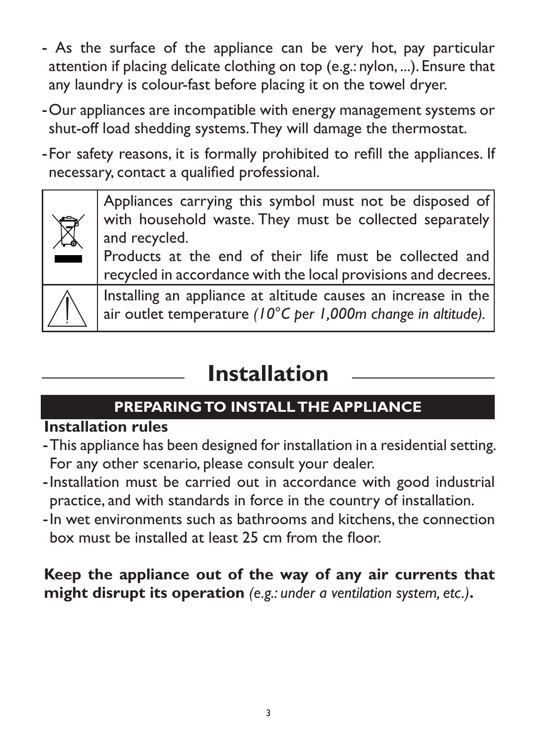- As the surface of the appliance can be very hot, pay particular attention if placing delicate clothing on top (e.g.: nylon, ...). Ensure that any laundry is colour-fast before placing it on the towel dryer.
- Our appliances are incompatible with energy management systems or shut-off load shedding systems. They will damage the thermostat.
- For safety reasons, it is formally prohibited to refill the appliances. If necessary, contact a qualified professional.

| | |
|---|---|
| | Appliances carrying this symbol must not be disposed of with household waste. They must be collected separately and recycled.<br>Products at the end of their life must be collected and recycled in accordance with the local provisions and decrees. |
| | Installing an appliance at altitude causes an increase in the air outlet temperature *(10°C per 1,000m change in altitude).* |

# Installation

## PREPARING TO INSTALL THE APPLIANCE

### Installation rules

- This appliance has been designed for installation in a residential setting. For any other scenario, please consult your dealer.
- Installation must be carried out in accordance with good industrial practice, and with standards in force in the country of installation.
- In wet environments such as bathrooms and kitchens, the connection box must be installed at least 25 cm from the floor.

**Keep the appliance out of the way of any air currents that might disrupt its operation** *(e.g.: under a ventilation system, etc.)***.**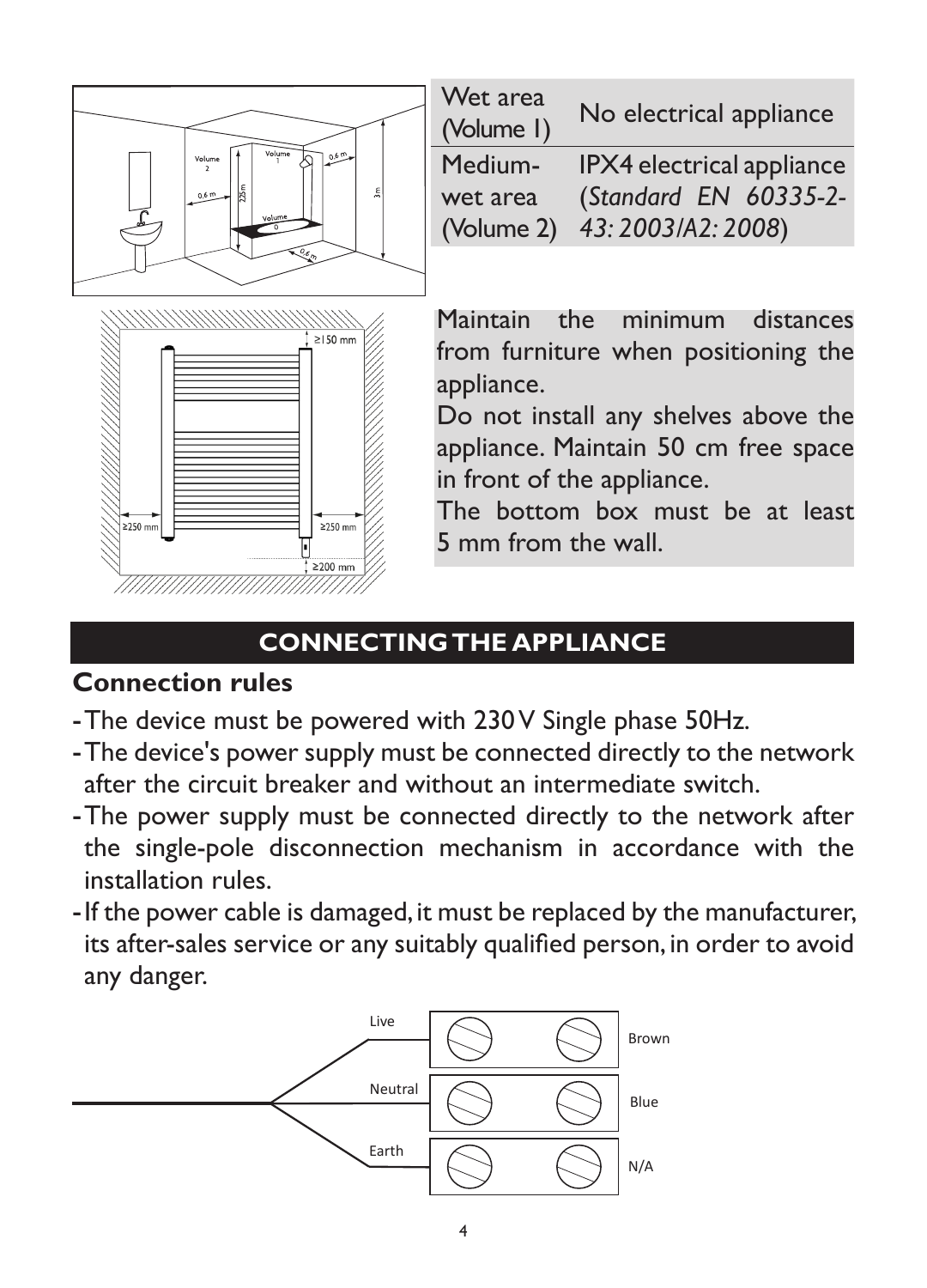| | |
|---|---|
| Wet area (Volume 1) | No electrical appliance |
| Medium-wet area (Volume 2) | IPX4 electrical appliance (*Standard EN 60335-2-43: 2003/A2: 2008*) |

Maintain the minimum distances from furniture when positioning the appliance.
Do not install any shelves above the appliance. Maintain 50 cm free space in front of the appliance.
The bottom box must be at least 5 mm from the wall.

## CONNECTING THE APPLIANCE

### Connection rules

- The device must be powered with 230 V Single phase 50Hz.
- The device's power supply must be connected directly to the network after the circuit breaker and without an intermediate switch.
- The power supply must be connected directly to the network after the single-pole disconnection mechanism in accordance with the installation rules.
- If the power cable is damaged, it must be replaced by the manufacturer, its after-sales service or any suitably qualified person, in order to avoid any danger.

Live — Brown
Neutral — Blue
Earth — N/A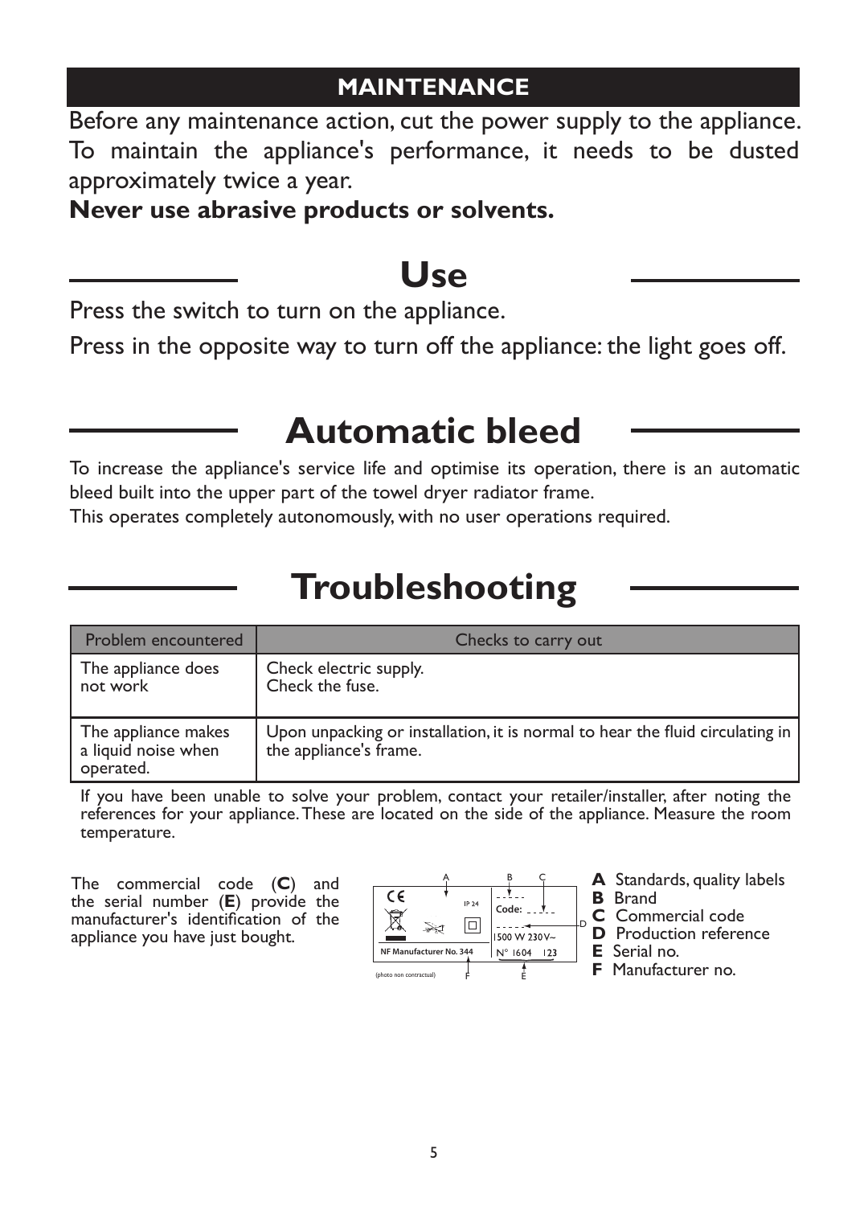## MAINTENANCE

Before any maintenance action, cut the power supply to the appliance. To maintain the appliance's performance, it needs to be dusted approximately twice a year.

**Never use abrasive products or solvents.**

# Use

Press the switch to turn on the appliance.

Press in the opposite way to turn off the appliance: the light goes off.

# Automatic bleed

To increase the appliance's service life and optimise its operation, there is an automatic bleed built into the upper part of the towel dryer radiator frame.

This operates completely autonomously, with no user operations required.

# Troubleshooting

| Problem encountered | Checks to carry out |
|---|---|
| The appliance does not work | Check electric supply.<br>Check the fuse. |
| The appliance makes a liquid noise when operated. | Upon unpacking or installation, it is normal to hear the fluid circulating in the appliance's frame. |

If you have been unable to solve your problem, contact your retailer/installer, after noting the references for your appliance. These are located on the side of the appliance. Measure the room temperature.

The commercial code (**C**) and the serial number (**E**) provide the manufacturer's identification of the appliance you have just bought.

A
B
C
D
E
F
IP 24
Code:
1500 W 230V~
NF Manufacturer No. 344
N° 1604 123
(photo non contractual)

**A** Standards, quality labels
**B** Brand
**C** Commercial code
**D** Production reference
**E** Serial no.
**F** Manufacturer no.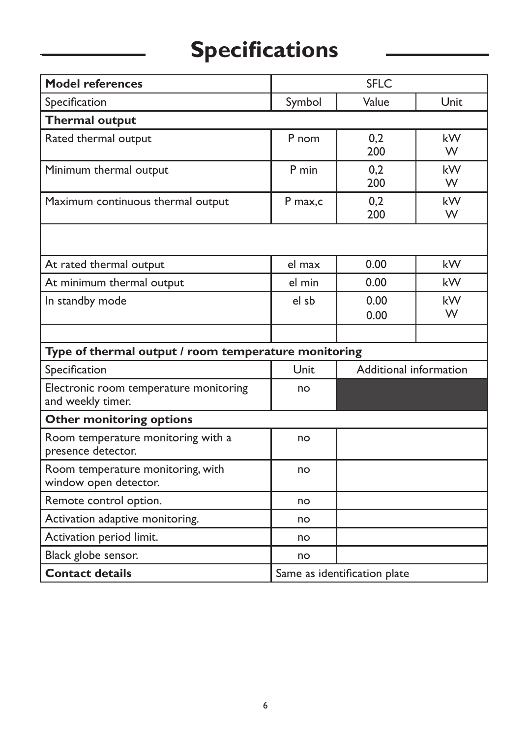# Specifications

| Model references | SFLC | | |
|---|---|---|---|
| Specification | Symbol | Value | Unit |
| **Thermal output** | | | |
| Rated thermal output | P nom | 0,2<br>200 | kW<br>W |
| Minimum thermal output | P min | 0,2<br>200 | kW<br>W |
| Maximum continuous thermal output | P max,c | 0,2<br>200 | kW<br>W |
| | | | |
| At rated thermal output | el max | 0.00 | kW |
| At minimum thermal output | el min | 0.00 | kW |
| In standby mode | el sb | 0.00<br>0.00 | kW<br>W |
| | | | |
| **Type of thermal output / room temperature monitoring** | | | |
| Specification | Unit | Additional information | |
| Electronic room temperature monitoring and weekly timer. | no | | |
| **Other monitoring options** | | | |
| Room temperature monitoring with a presence detector. | no | | |
| Room temperature monitoring, with window open detector. | no | | |
| Remote control option. | no | | |
| Activation adaptive monitoring. | no | | |
| Activation period limit. | no | | |
| Black globe sensor. | no | | |
| **Contact details** | Same as identification plate | | |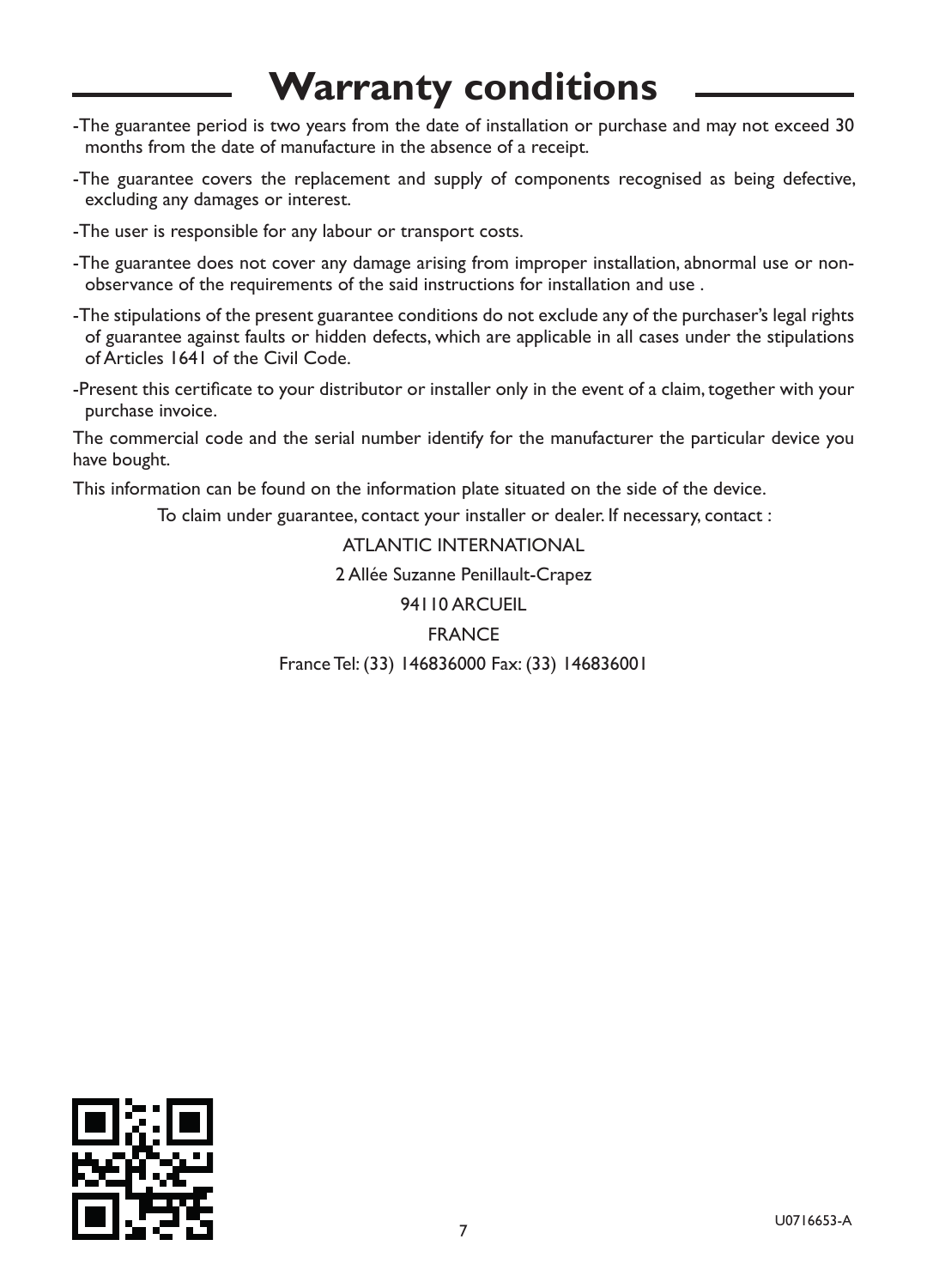# Warranty conditions

- The guarantee period is two years from the date of installation or purchase and may not exceed 30 months from the date of manufacture in the absence of a receipt.
- The guarantee covers the replacement and supply of components recognised as being defective, excluding any damages or interest.
- The user is responsible for any labour or transport costs.
- The guarantee does not cover any damage arising from improper installation, abnormal use or non-observance of the requirements of the said instructions for installation and use .
- The stipulations of the present guarantee conditions do not exclude any of the purchaser's legal rights of guarantee against faults or hidden defects, which are applicable in all cases under the stipulations of Articles 1641 of the Civil Code.
- Present this certificate to your distributor or installer only in the event of a claim, together with your purchase invoice.

The commercial code and the serial number identify for the manufacturer the particular device you have bought.

This information can be found on the information plate situated on the side of the device.

To claim under guarantee, contact your installer or dealer. If necessary, contact :

ATLANTIC INTERNATIONAL

2 Allée Suzanne Penillault-Crapez

94110 ARCUEIL

FRANCE

France Tel: (33) 146836000 Fax: (33) 146836001

U0716653-A